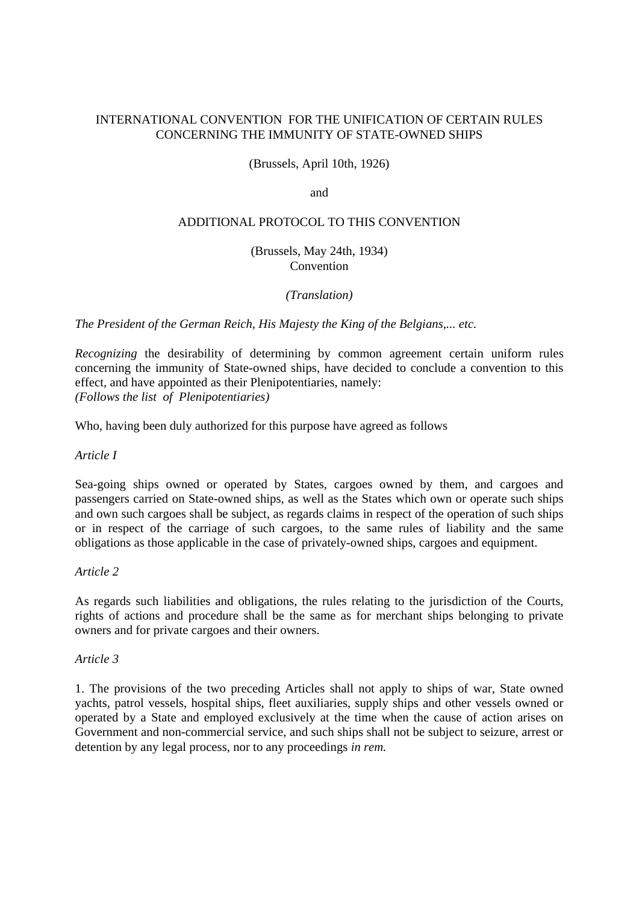# INTERNATIONAL CONVENTION FOR THE UNIFICATION OF CERTAIN RULES CONCERNING THE IMMUNITY OF STATE-OWNED SHIPS

(Brussels, April 10th, 1926)

and

## ADDITIONAL PROTOCOL TO THIS CONVENTION

(Brussels, May 24th, 1934)

Convention

*(Translation)*

*The President of the German Reich, His Majesty the King of the Belgians,... etc.*

*Recognizing* the desirability of determining by common agreement certain uniform rules concerning the immunity of State-owned ships, have decided to conclude a convention to this effect, and have appointed as their Plenipotentiaries, namely:
*(Follows the list of Plenipotentiaries)*

Who, having been duly authorized for this purpose have agreed as follows

*Article I*

Sea-going ships owned or operated by States, cargoes owned by them, and cargoes and passengers carried on State-owned ships, as well as the States which own or operate such ships and own such cargoes shall be subject, as regards claims in respect of the operation of such ships or in respect of the carriage of such cargoes, to the same rules of liability and the same obligations as those applicable in the case of privately-owned ships, cargoes and equipment.

*Article 2*

As regards such liabilities and obligations, the rules relating to the jurisdiction of the Courts, rights of actions and procedure shall be the same as for merchant ships belonging to private owners and for private cargoes and their owners.

*Article 3*

1. The provisions of the two preceding Articles shall not apply to ships of war, State owned yachts, patrol vessels, hospital ships, fleet auxiliaries, supply ships and other vessels owned or operated by a State and employed exclusively at the time when the cause of action arises on Government and non-commercial service, and such ships shall not be subject to seizure, arrest or detention by any legal process, nor to any proceedings *in rem.*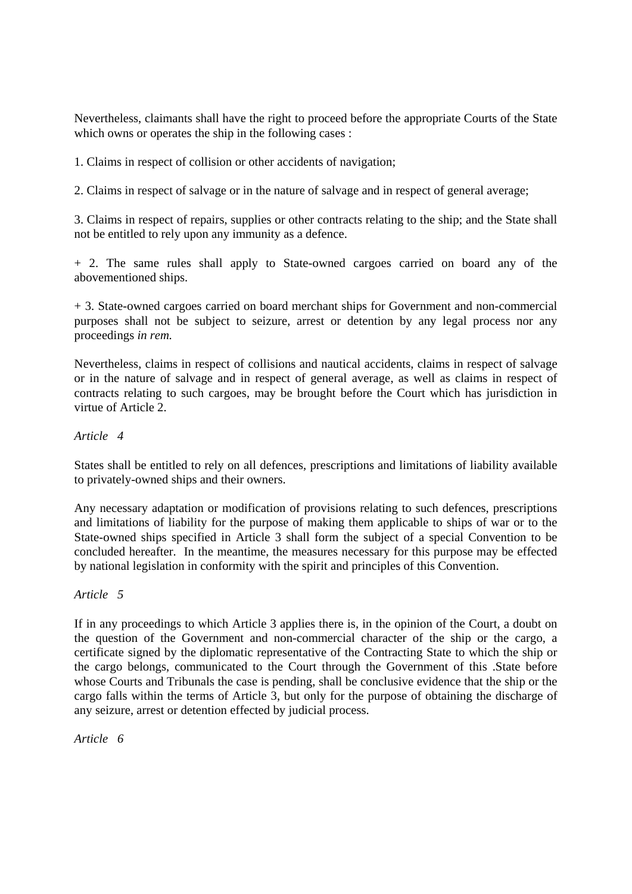Nevertheless, claimants shall have the right to proceed before the appropriate Courts of the State which owns or operates the ship in the following cases :

1. Claims in respect of collision or other accidents of navigation;

2. Claims in respect of salvage or in the nature of salvage and in respect of general average;

3. Claims in respect of repairs, supplies or other contracts relating to the ship; and the State shall not be entitled to rely upon any immunity as a defence.

+ 2. The same rules shall apply to State-owned cargoes carried on board any of the abovementioned ships.

+ 3. State-owned cargoes carried on board merchant ships for Government and non-commercial purposes shall not be subject to seizure, arrest or detention by any legal process nor any proceedings *in rem.*

Nevertheless, claims in respect of collisions and nautical accidents, claims in respect of salvage or in the nature of salvage and in respect of general average, as well as claims in respect of contracts relating to such cargoes, may be brought before the Court which has jurisdiction in virtue of Article 2.

*Article 4*

States shall be entitled to rely on all defences, prescriptions and limitations of liability available to privately-owned ships and their owners.

Any necessary adaptation or modification of provisions relating to such defences, prescriptions and limitations of liability for the purpose of making them applicable to ships of war or to the State-owned ships specified in Article 3 shall form the subject of a special Convention to be concluded hereafter. In the meantime, the measures necessary for this purpose may be effected by national legislation in conformity with the spirit and principles of this Convention.

*Article 5*

If in any proceedings to which Article 3 applies there is, in the opinion of the Court, a doubt on the question of the Government and non-commercial character of the ship or the cargo, a certificate signed by the diplomatic representative of the Contracting State to which the ship or the cargo belongs, communicated to the Court through the Government of this .State before whose Courts and Tribunals the case is pending, shall be conclusive evidence that the ship or the cargo falls within the terms of Article 3, but only for the purpose of obtaining the discharge of any seizure, arrest or detention effected by judicial process.

*Article 6*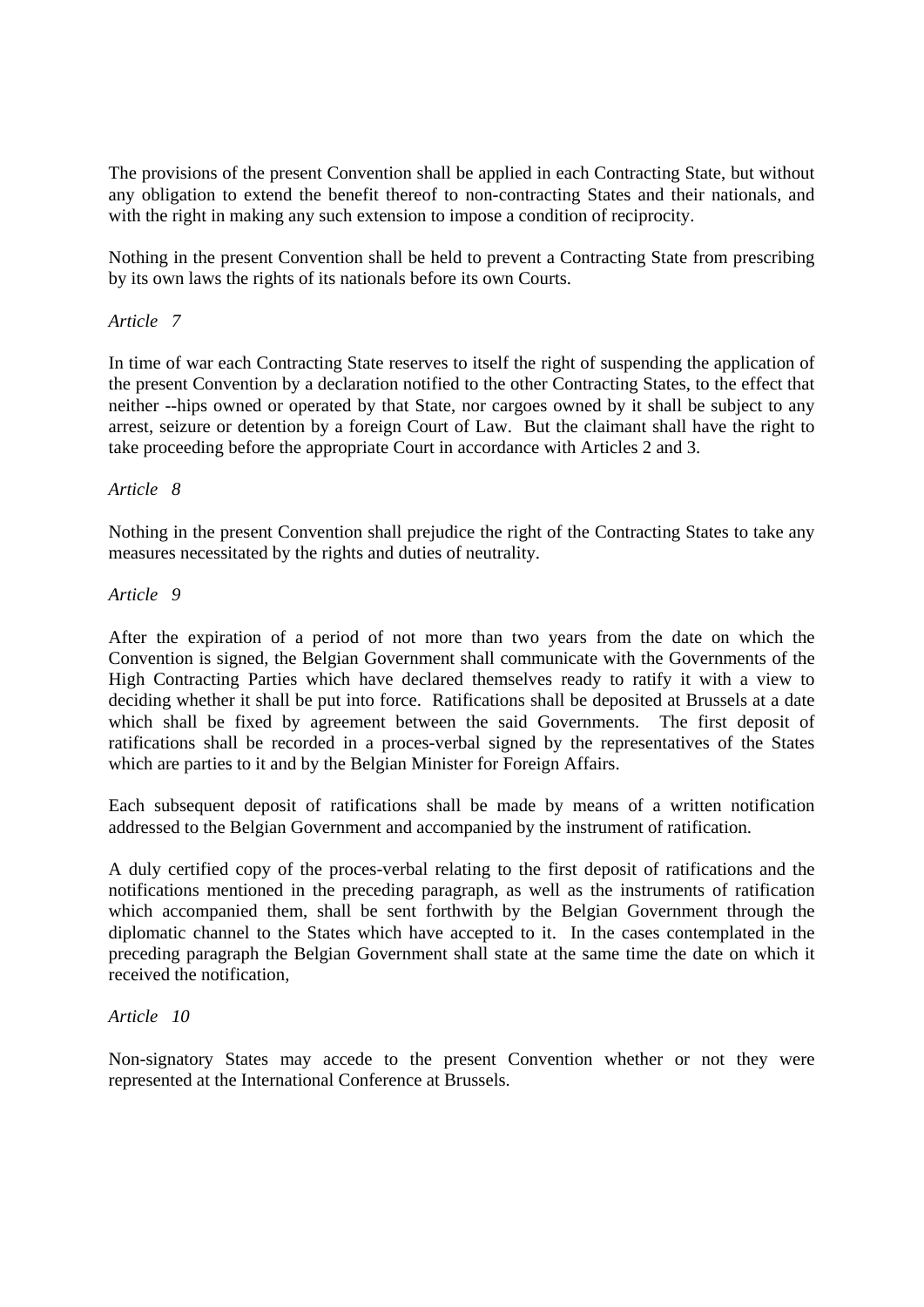The provisions of the present Convention shall be applied in each Contracting State, but without any obligation to extend the benefit thereof to non-contracting States and their nationals, and with the right in making any such extension to impose a condition of reciprocity.

Nothing in the present Convention shall be held to prevent a Contracting State from prescribing by its own laws the rights of its nationals before its own Courts.

*Article 7*

In time of war each Contracting State reserves to itself the right of suspending the application of the present Convention by a declaration notified to the other Contracting States, to the effect that neither --hips owned or operated by that State, nor cargoes owned by it shall be subject to any arrest, seizure or detention by a foreign Court of Law. But the claimant shall have the right to take proceeding before the appropriate Court in accordance with Articles 2 and 3.

*Article 8*

Nothing in the present Convention shall prejudice the right of the Contracting States to take any measures necessitated by the rights and duties of neutrality.

*Article 9*

After the expiration of a period of not more than two years from the date on which the Convention is signed, the Belgian Government shall communicate with the Governments of the High Contracting Parties which have declared themselves ready to ratify it with a view to deciding whether it shall be put into force. Ratifications shall be deposited at Brussels at a date which shall be fixed by agreement between the said Governments. The first deposit of ratifications shall be recorded in a proces-verbal signed by the representatives of the States which are parties to it and by the Belgian Minister for Foreign Affairs.

Each subsequent deposit of ratifications shall be made by means of a written notification addressed to the Belgian Government and accompanied by the instrument of ratification.

A duly certified copy of the proces-verbal relating to the first deposit of ratifications and the notifications mentioned in the preceding paragraph, as well as the instruments of ratification which accompanied them, shall be sent forthwith by the Belgian Government through the diplomatic channel to the States which have accepted to it. In the cases contemplated in the preceding paragraph the Belgian Government shall state at the same time the date on which it received the notification,

*Article 10*

Non-signatory States may accede to the present Convention whether or not they were represented at the International Conference at Brussels.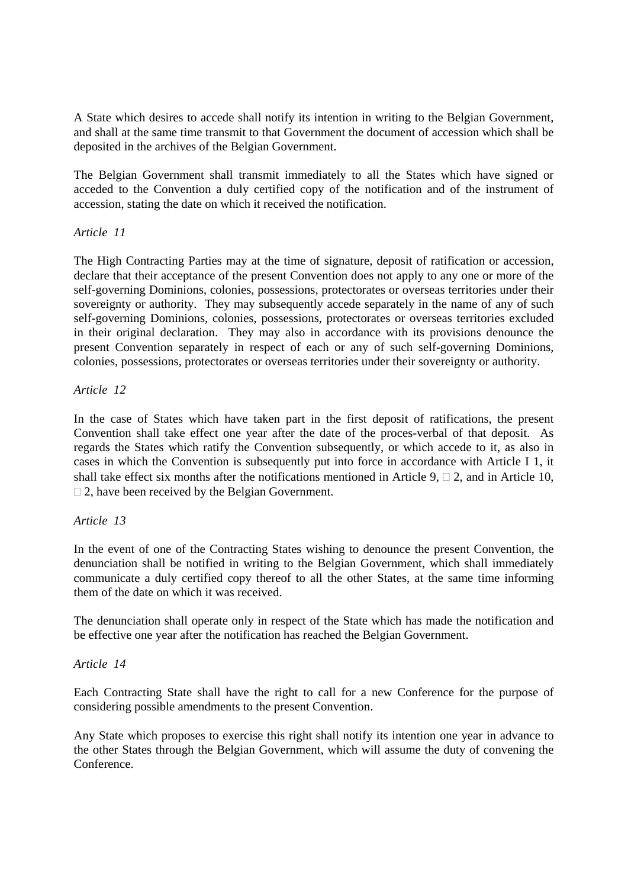A State which desires to accede shall notify its intention in writing to the Belgian Government, and shall at the same time transmit to that Government the document of accession which shall be deposited in the archives of the Belgian Government.

The Belgian Government shall transmit immediately to all the States which have signed or acceded to the Convention a duly certified copy of the notification and of the instrument of accession, stating the date on which it received the notification.

*Article 11*

The High Contracting Parties may at the time of signature, deposit of ratification or accession, declare that their acceptance of the present Convention does not apply to any one or more of the self-governing Dominions, colonies, possessions, protectorates or overseas territories under their sovereignty or authority. They may subsequently accede separately in the name of any of such self-governing Dominions, colonies, possessions, protectorates or overseas territories excluded in their original declaration. They may also in accordance with its provisions denounce the present Convention separately in respect of each or any of such self-governing Dominions, colonies, possessions, protectorates or overseas territories under their sovereignty or authority.

*Article 12*

In the case of States which have taken part in the first deposit of ratifications, the present Convention shall take effect one year after the date of the proces-verbal of that deposit. As regards the States which ratify the Convention subsequently, or which accede to it, as also in cases in which the Convention is subsequently put into force in accordance with Article I 1, it shall take effect six months after the notifications mentioned in Article 9, □ 2, and in Article 10, □ 2, have been received by the Belgian Government.

*Article 13*

In the event of one of the Contracting States wishing to denounce the present Convention, the denunciation shall be notified in writing to the Belgian Government, which shall immediately communicate a duly certified copy thereof to all the other States, at the same time informing them of the date on which it was received.

The denunciation shall operate only in respect of the State which has made the notification and be effective one year after the notification has reached the Belgian Government.

*Article 14*

Each Contracting State shall have the right to call for a new Conference for the purpose of considering possible amendments to the present Convention.

Any State which proposes to exercise this right shall notify its intention one year in advance to the other States through the Belgian Government, which will assume the duty of convening the Conference.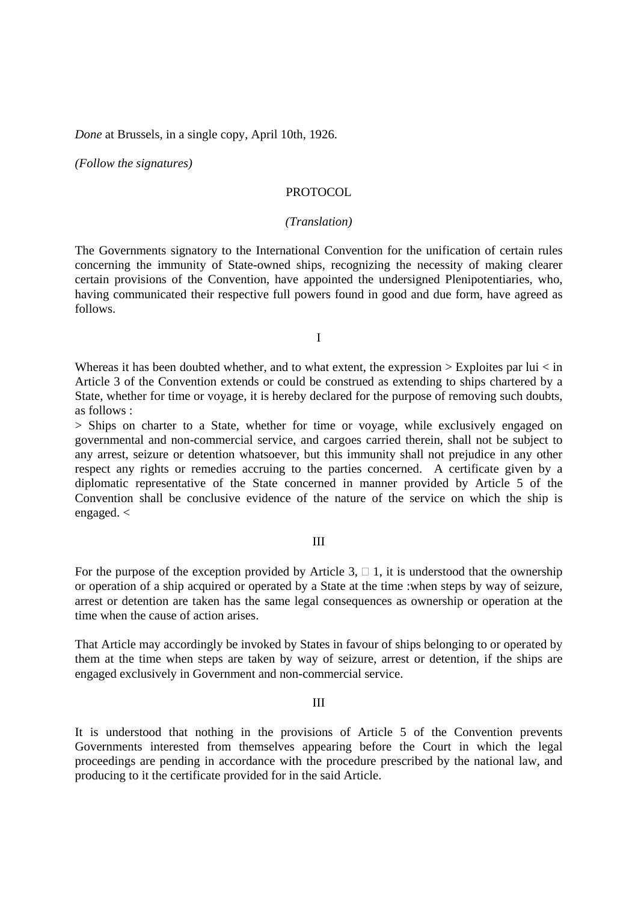*Done* at Brussels, in a single copy, April 10th, 1926.

*(Follow the signatures)*

PROTOCOL

*(Translation)*

The Governments signatory to the International Convention for the unification of certain rules concerning the immunity of State-owned ships, recognizing the necessity of making clearer certain provisions of the Convention, have appointed the undersigned Plenipotentiaries, who, having communicated their respective full powers found in good and due form, have agreed as follows.

I

Whereas it has been doubted whether, and to what extent, the expression > Exploites par lui < in Article 3 of the Convention extends or could be construed as extending to ships chartered by a State, whether for time or voyage, it is hereby declared for the purpose of removing such doubts, as follows :

> Ships on charter to a State, whether for time or voyage, while exclusively engaged on governmental and non-commercial service, and cargoes carried therein, shall not be subject to any arrest, seizure or detention whatsoever, but this immunity shall not prejudice in any other respect any rights or remedies accruing to the parties concerned. A certificate given by a diplomatic representative of the State concerned in manner provided by Article 5 of the Convention shall be conclusive evidence of the nature of the service on which the ship is engaged. <

III

For the purpose of the exception provided by Article 3, □ 1, it is understood that the ownership or operation of a ship acquired or operated by a State at the time :when steps by way of seizure, arrest or detention are taken has the same legal consequences as ownership or operation at the time when the cause of action arises.

That Article may accordingly be invoked by States in favour of ships belonging to or operated by them at the time when steps are taken by way of seizure, arrest or detention, if the ships are engaged exclusively in Government and non-commercial service.

III

It is understood that nothing in the provisions of Article 5 of the Convention prevents Governments interested from themselves appearing before the Court in which the legal proceedings are pending in accordance with the procedure prescribed by the national law, and producing to it the certificate provided for in the said Article.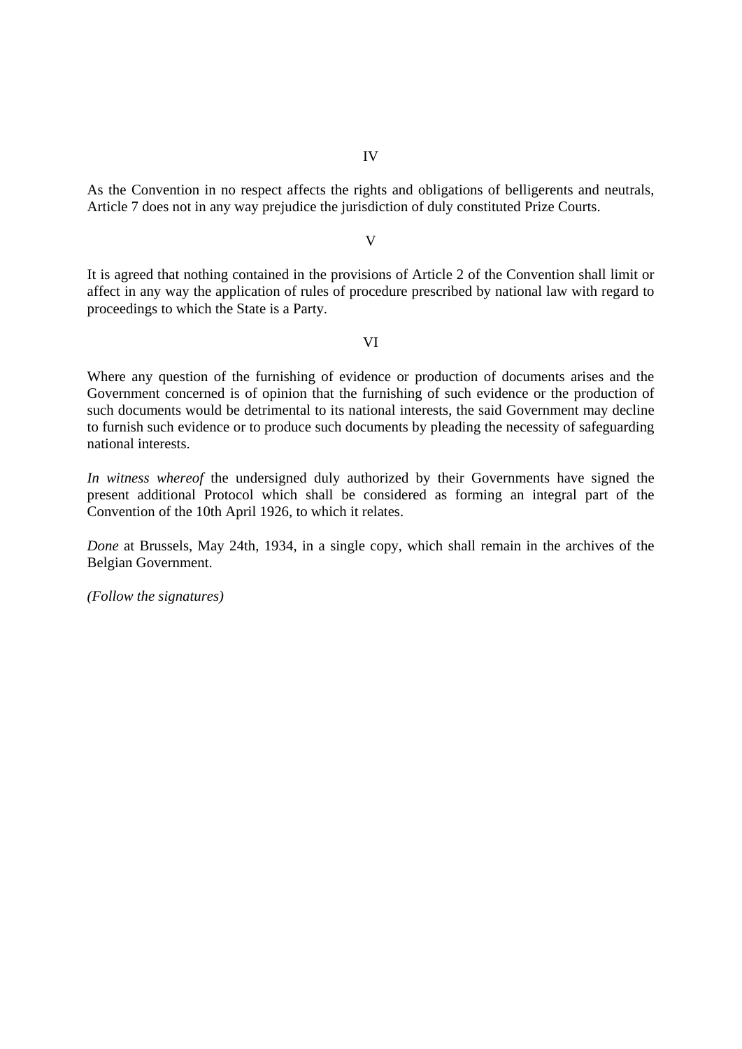IV

As the Convention in no respect affects the rights and obligations of belligerents and neutrals, Article 7 does not in any way prejudice the jurisdiction of duly constituted Prize Courts.

V

It is agreed that nothing contained in the provisions of Article 2 of the Convention shall limit or affect in any way the application of rules of procedure prescribed by national law with regard to proceedings to which the State is a Party.

VI

Where any question of the furnishing of evidence or production of documents arises and the Government concerned is of opinion that the furnishing of such evidence or the production of such documents would be detrimental to its national interests, the said Government may decline to furnish such evidence or to produce such documents by pleading the necessity of safeguarding national interests.

*In witness whereof* the undersigned duly authorized by their Governments have signed the present additional Protocol which shall be considered as forming an integral part of the Convention of the 10th April 1926, to which it relates.

*Done* at Brussels, May 24th, 1934, in a single copy, which shall remain in the archives of the Belgian Government.

*(Follow the signatures)*